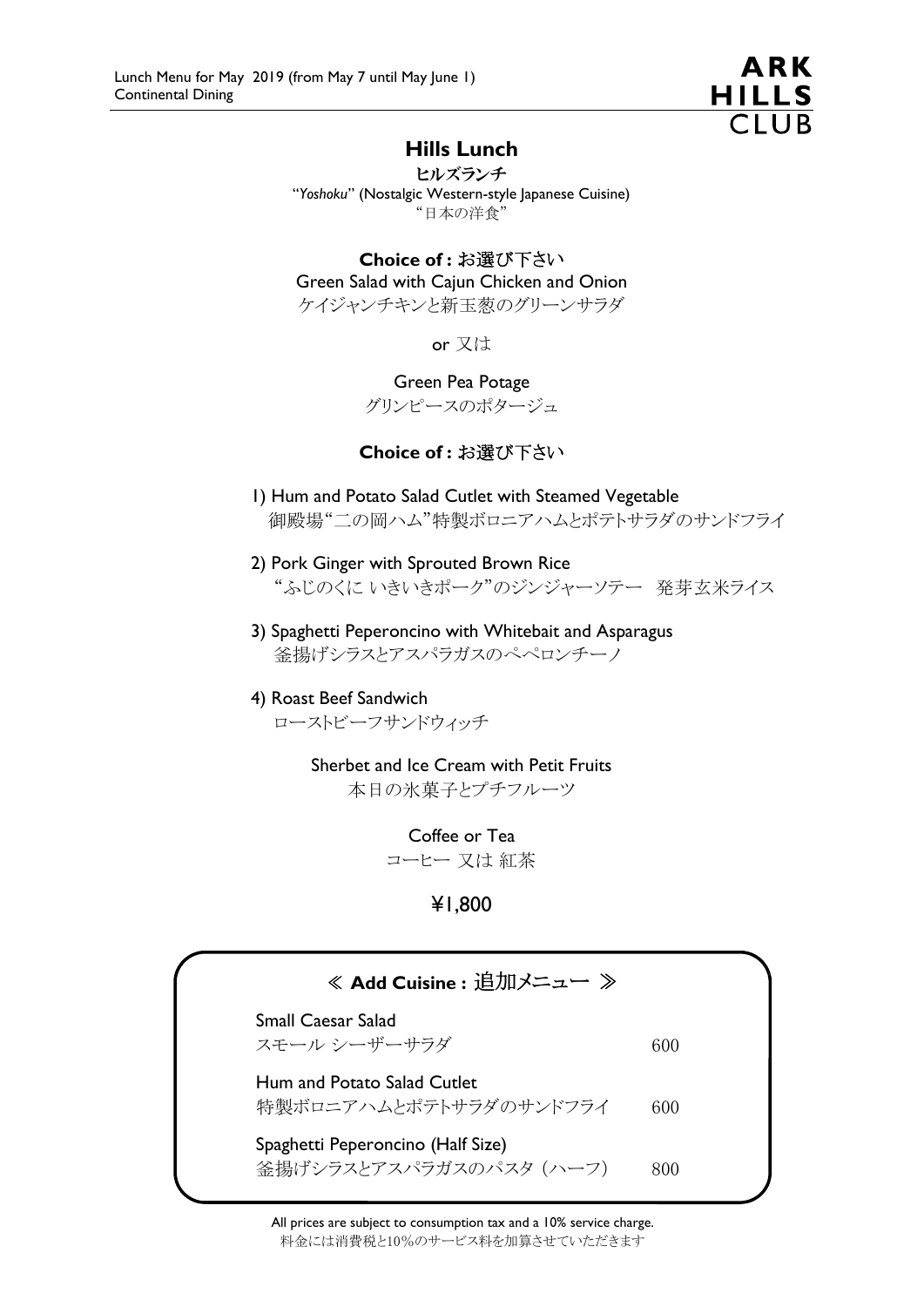Lunch Menu for May 2019 (from May 7 until May June 1)
Continental Dining

ARK HILLS CLUB

# Hills Lunch

**ヒルズランチ**

"*Yoshoku*" (Nostalgic Western-style Japanese Cuisine)
"日本の洋食"

**Choice of : お選び下さい**

Green Salad with Cajun Chicken and Onion
ケイジャンチキンと新玉葱のグリーンサラダ

or 又は

Green Pea Potage
グリンピースのポタージュ

**Choice of : お選び下さい**

1) Hum and Potato Salad Cutlet with Steamed Vegetable
御殿場"二の岡ハム"特製ボロニアハムとポテトサラダのサンドフライ

2) Pork Ginger with Sprouted Brown Rice
"ふじのくに いきいきポーク"のジンジャーソテー　発芽玄米ライス

3) Spaghetti Peperoncino with Whitebait and Asparagus
釜揚げシラスとアスパラガスのペペロンチーノ

4) Roast Beef Sandwich
ローストビーフサンドウィッチ

Sherbet and Ice Cream with Petit Fruits
本日の氷菓子とプチフルーツ

Coffee or Tea
コーヒー 又は 紅茶

¥1,800

## ≪ Add Cuisine : 追加メニュー ≫

| Item | Price |
|---|---|
| Small Caesar Salad<br>スモール シーザーサラダ | 600 |
| Hum and Potato Salad Cutlet<br>特製ボロニアハムとポテトサラダのサンドフライ | 600 |
| Spaghetti Peperoncino (Half Size)<br>釜揚げシラスとアスパラガスのパスタ（ハーフ） | 800 |

All prices are subject to consumption tax and a 10% service charge.
料金には消費税と10%のサービス料を加算させていただきます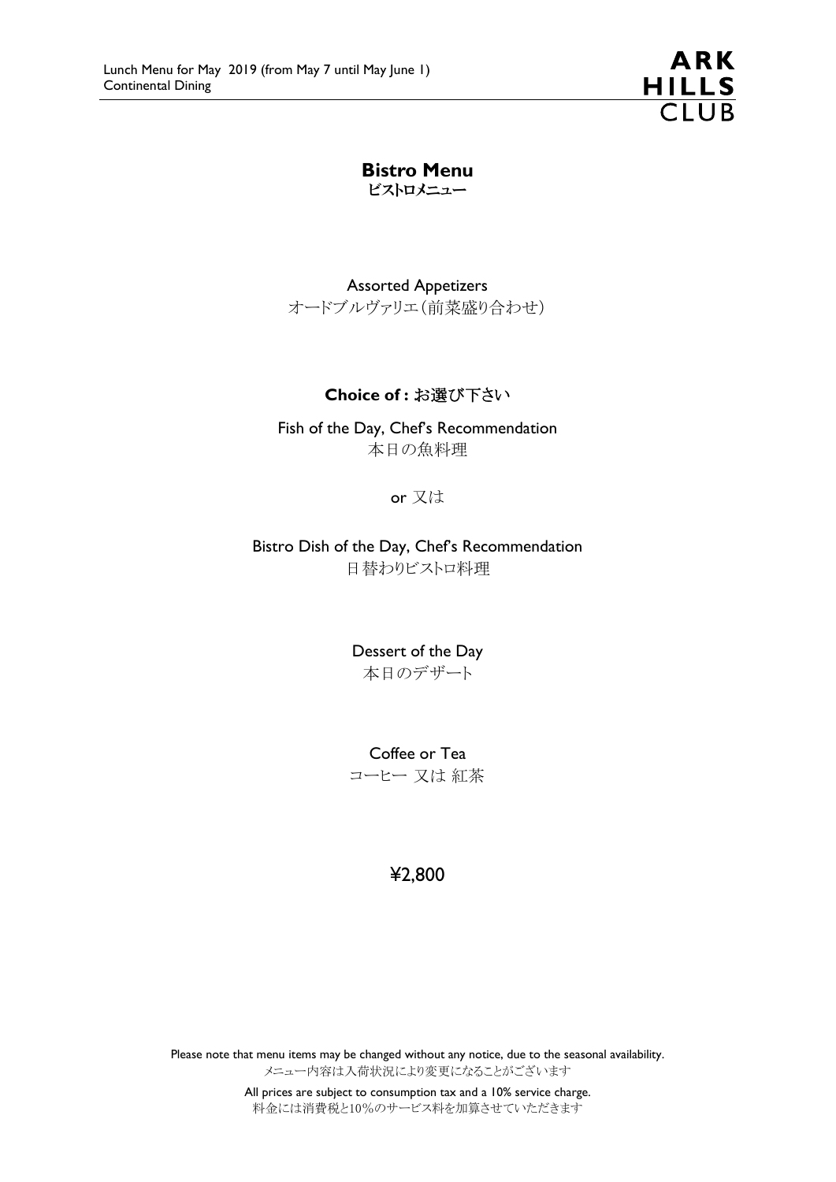Lunch Menu for May 2019 (from May 7 until May June 1)
Continental Dining

## Bistro Menu
**ビストロメニュー**

Assorted Appetizers
オードブルヴァリエ（前菜盛り合わせ）

**Choice of :** お選び下さい

Fish of the Day, Chef's Recommendation
本日の魚料理

or 又は

Bistro Dish of the Day, Chef's Recommendation
日替わりビストロ料理

Dessert of the Day
本日のデザート

Coffee or Tea
コーヒー 又は 紅茶

¥2,800

Please note that menu items may be changed without any notice, due to the seasonal availability.
メニュー内容は入荷状況により変更になることがございます

All prices are subject to consumption tax and a 10% service charge.
料金には消費税と10%のサービス料を加算させていただきます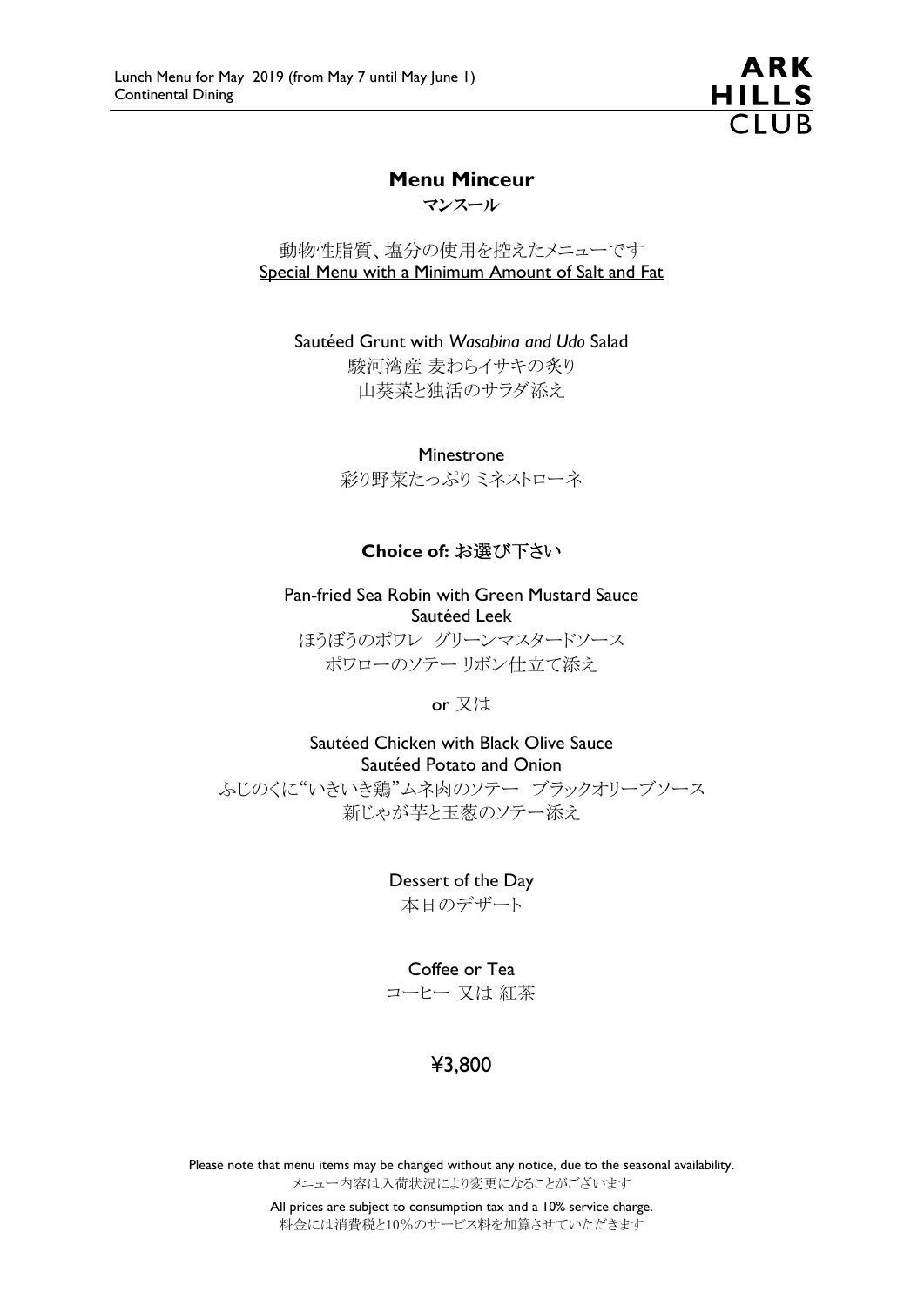# Menu Minceur

**マンスール**

動物性脂質、塩分の使用を控えたメニューです
Special Menu with a Minimum Amount of Salt and Fat

Sautéed Grunt with *Wasabina and Udo* Salad
駿河湾産 麦わらイサキの炙り
山葵菜と独活のサラダ添え

Minestrone
彩り野菜たっぷり ミネストローネ

**Choice of:** お選び下さい

Pan-fried Sea Robin with Green Mustard Sauce
Sautéed Leek
ほうぼうのポワレ　グリーンマスタードソース
ポワローのソテー リボン仕立て添え

or 又は

Sautéed Chicken with Black Olive Sauce
Sautéed Potato and Onion
ふじのくに"いきいき鶏"ムネ肉のソテー　ブラックオリーブソース
新じゃが芋と玉葱のソテー添え

Dessert of the Day
本日のデザート

Coffee or Tea
コーヒー 又は 紅茶

¥3,800

Please note that menu items may be changed without any notice, due to the seasonal availability.
メニュー内容は入荷状況により変更になることがございます

All prices are subject to consumption tax and a 10% service charge.
料金には消費税と10%のサービス料を加算させていただきます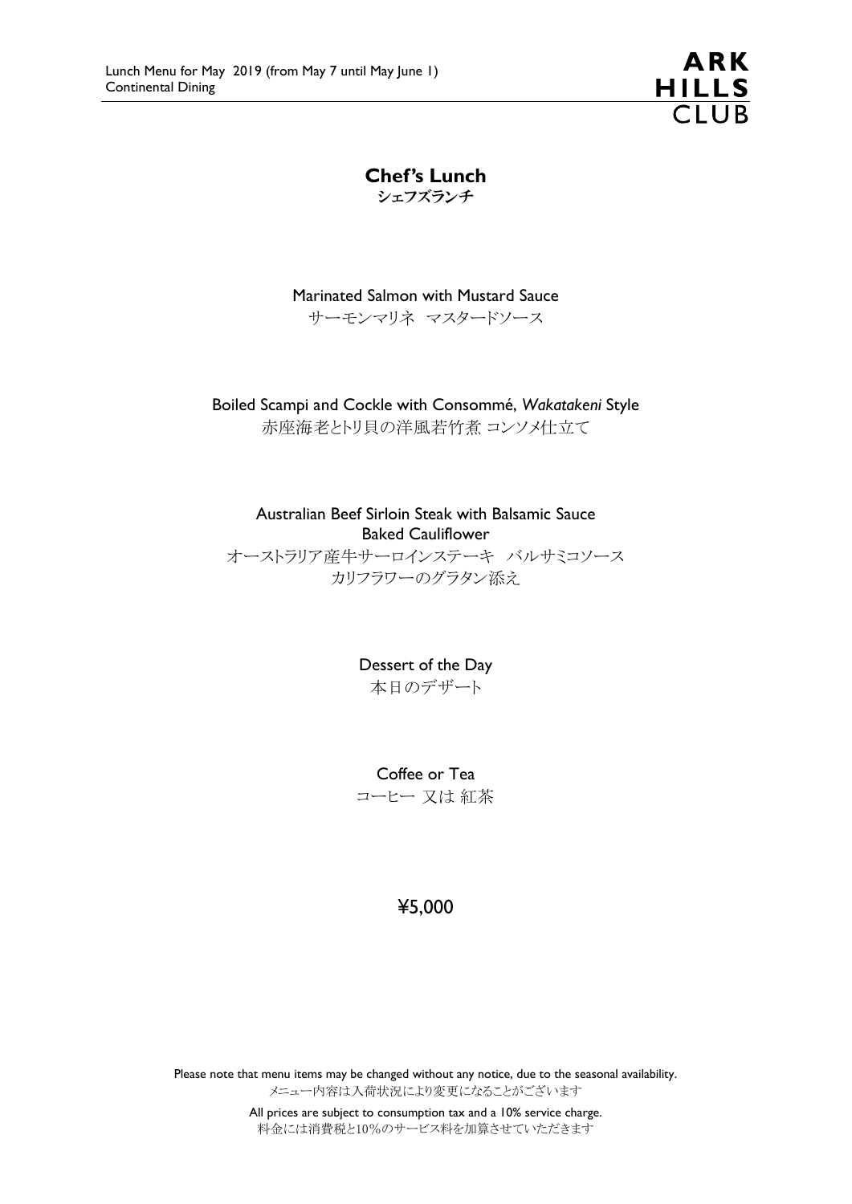Lunch Menu for May 2019 (from May 7 until May June 1)
Continental Dining

ARK HILLS CLUB

# Chef's Lunch
## シェフズランチ

Marinated Salmon with Mustard Sauce
サーモンマリネ　マスタードソース

Boiled Scampi and Cockle with Consommé, *Wakatakeni* Style
赤座海老とトリ貝の洋風若竹煮 コンソメ仕立て

Australian Beef Sirloin Steak with Balsamic Sauce
Baked Cauliflower
オーストラリア産牛サーロインステーキ　バルサミコソース
カリフラワーのグラタン添え

Dessert of the Day
本日のデザート

Coffee or Tea
コーヒー 又は 紅茶

¥5,000

Please note that menu items may be changed without any notice, due to the seasonal availability.
メニュー内容は入荷状況により変更になることがございます

All prices are subject to consumption tax and a 10% service charge.
料金には消費税と10%のサービス料を加算させていただきます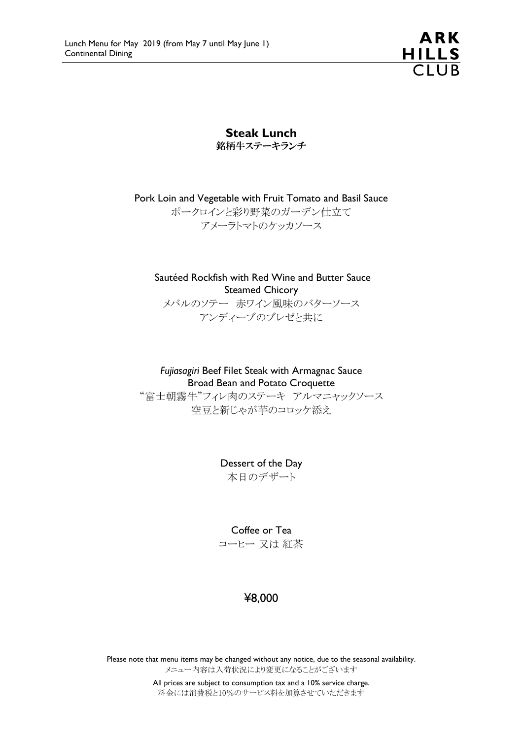# Steak Lunch

**銘柄牛ステーキランチ**

Pork Loin and Vegetable with Fruit Tomato and Basil Sauce
ポークロインと彩り野菜のガーデン仕立て
アメーラトマトのケッカソース

Sautéed Rockfish with Red Wine and Butter Sauce
Steamed Chicory
メバルのソテー　赤ワイン風味のバターソース
アンディーブのブレゼと共に

*Fujiasagiri* Beef Filet Steak with Armagnac Sauce
Broad Bean and Potato Croquette
"富士朝霧牛"フィレ肉のステーキ　アルマニャックソース
空豆と新じゃが芋のコロッケ添え

Dessert of the Day
本日のデザート

Coffee or Tea
コーヒー 又は 紅茶

¥8,000

Please note that menu items may be changed without any notice, due to the seasonal availability.
メニュー内容は入荷状況により変更になることがございます

All prices are subject to consumption tax and a 10% service charge.
料金には消費税と10%のサービス料を加算させていただきます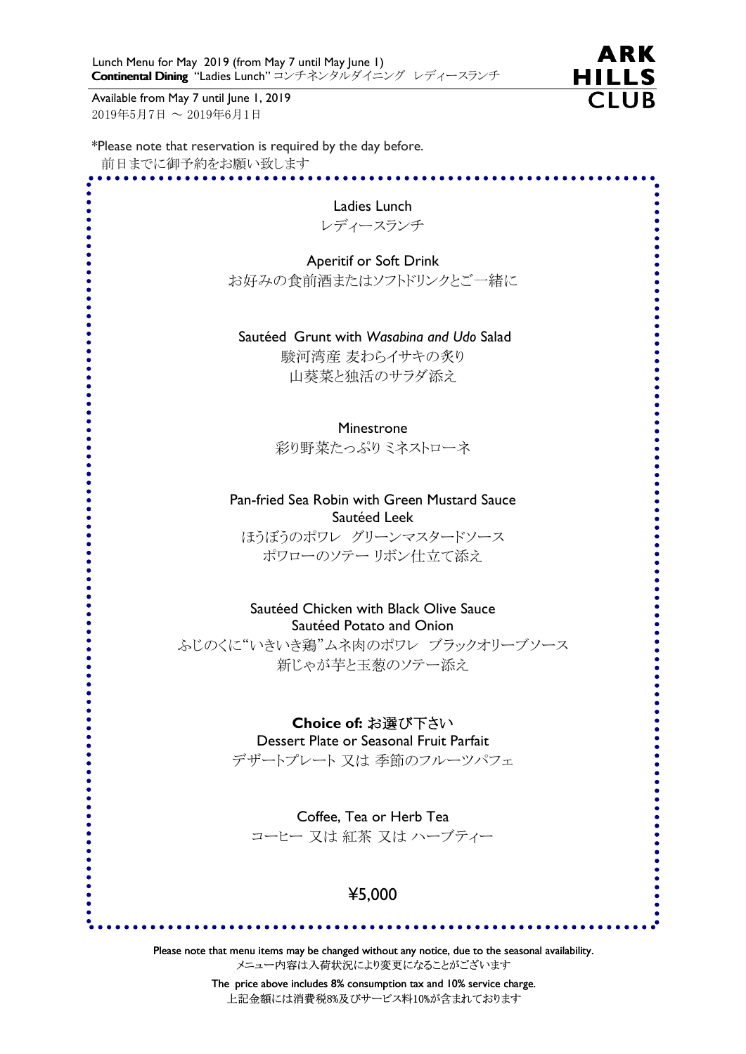Lunch Menu for May 2019 (from May 7 until May June 1)
**Continental Dining** "Ladies Lunch" コンチネンタルダイニング レディースランチ

ARK HILLS CLUB

Available from May 7 until June 1, 2019
2019年5月7日 ～ 2019年6月1日

*Please note that reservation is required by the day before.
前日までに御予約をお願い致します

## Ladies Lunch
## レディースランチ

Aperitif or Soft Drink
お好みの食前酒またはソフトドリンクとご一緒に

Sautéed Grunt with *Wasabina and Udo* Salad
駿河湾産 麦わらイサキの炙り
山葵菜と独活のサラダ添え

Minestrone
彩り野菜たっぷり ミネストローネ

Pan-fried Sea Robin with Green Mustard Sauce
Sautéed Leek
ほうぼうのポワレ グリーンマスタードソース
ポワローのソテー リボン仕立て添え

Sautéed Chicken with Black Olive Sauce
Sautéed Potato and Onion
ふじのくに"いきいき鶏"ムネ肉のポワレ ブラックオリーブソース
新じゃが芋と玉葱のソテー添え

**Choice of:** お選び下さい
Dessert Plate or Seasonal Fruit Parfait
デザートプレート 又は 季節のフルーツパフェ

Coffee, Tea or Herb Tea
コーヒー 又は 紅茶 又は ハーブティー

¥5,000

Please note that menu items may be changed without any notice, due to the seasonal availability.
メニュー内容は入荷状況により変更になることがございます

The price above includes 8% consumption tax and 10% service charge.
上記金額には消費税8%及びサービス料10%が含まれております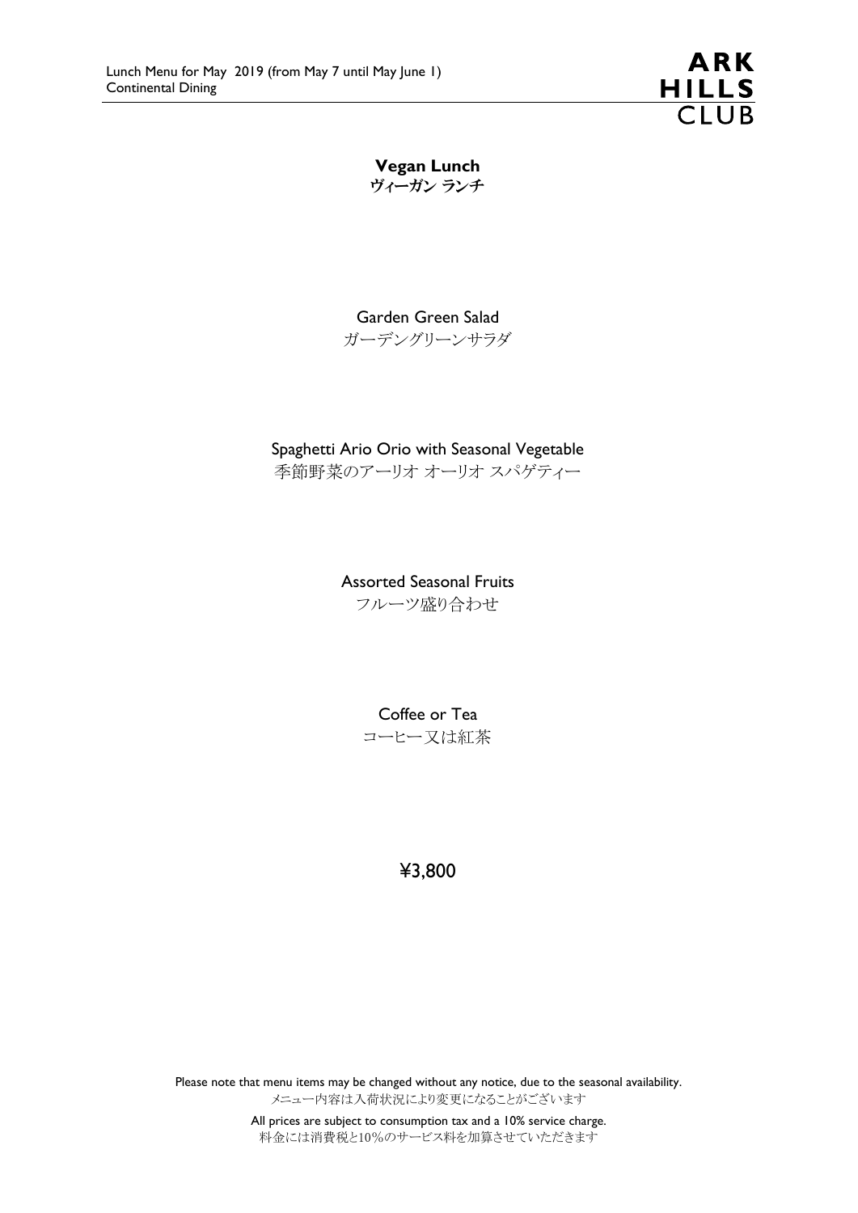# Vegan Lunch
# ヴィーガン ランチ

Garden Green Salad
ガーデングリーンサラダ

Spaghetti Ario Orio with Seasonal Vegetable
季節野菜のアーリオ オーリオ スパゲティー

Assorted Seasonal Fruits
フルーツ盛り合わせ

Coffee or Tea
コーヒー又は紅茶

¥3,800

Please note that menu items may be changed without any notice, due to the seasonal availability.
メニュー内容は入荷状況により変更になることがございます

All prices are subject to consumption tax and a 10% service charge.
料金には消費税と10%のサービス料を加算させていただきます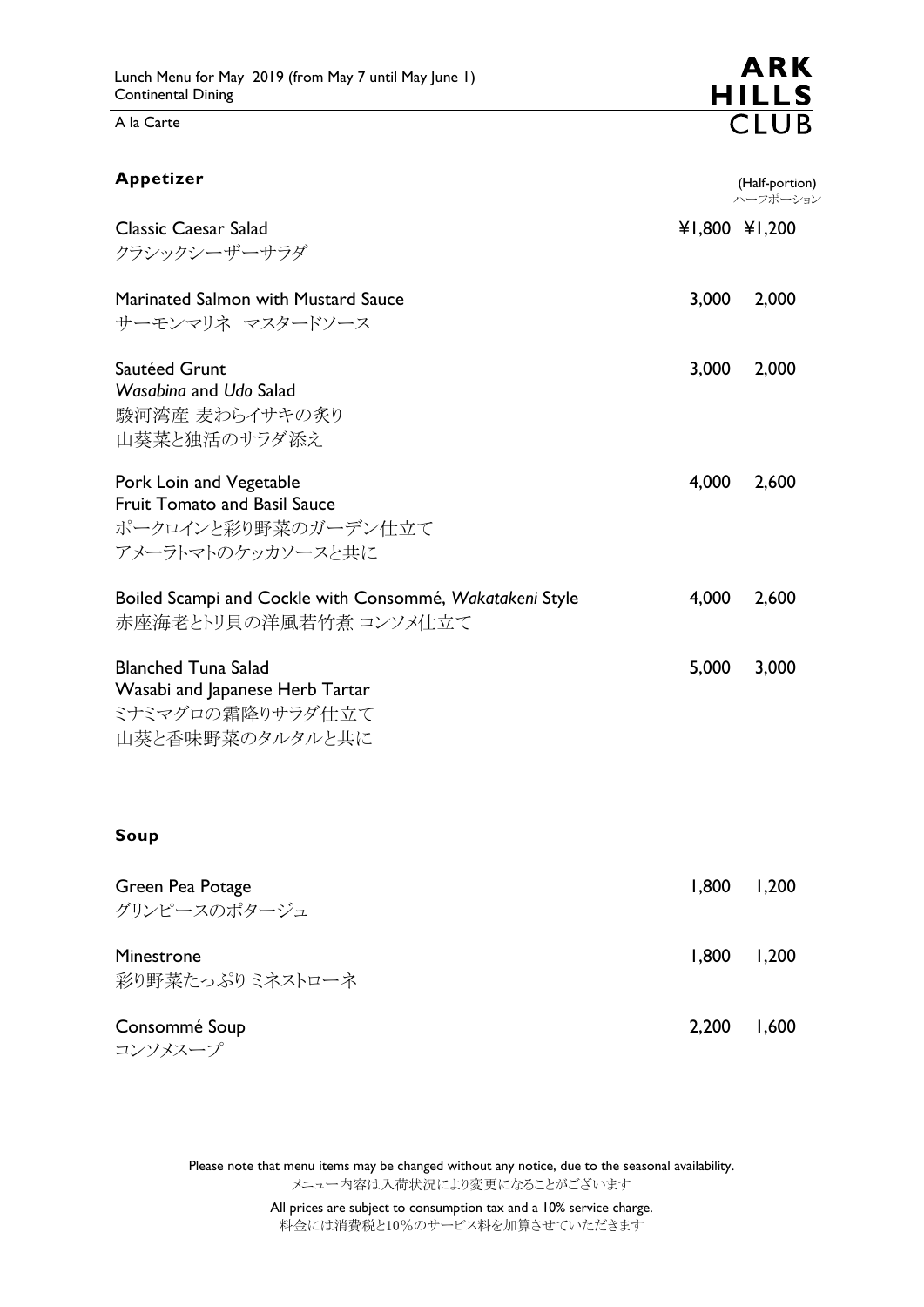Lunch Menu for May 2019 (from May 7 until May June 1)
Continental Dining

A la Carte

ARK HILLS CLUB

## Appetizer

| | | (Half-portion) ハーフポーション |
|---|---|---|
| Classic Caesar Salad<br>クラシックシーザーサラダ | ¥1,800 | ¥1,200 |
| Marinated Salmon with Mustard Sauce<br>サーモンマリネ マスタードソース | 3,000 | 2,000 |
| Sautéed Grunt<br>*Wasabina* and *Udo* Salad<br>駿河湾産 麦わらイサキの炙り<br>山葵菜と独活のサラダ添え | 3,000 | 2,000 |
| Pork Loin and Vegetable<br>Fruit Tomato and Basil Sauce<br>ポークロインと彩り野菜のガーデン仕立て<br>アメーラトマトのケッカソースと共に | 4,000 | 2,600 |
| Boiled Scampi and Cockle with Consommé, *Wakatakeni* Style<br>赤座海老とトリ貝の洋風若竹煮 コンソメ仕立て | 4,000 | 2,600 |
| Blanched Tuna Salad<br>Wasabi and Japanese Herb Tartar<br>ミナミマグロの霜降りサラダ仕立て<br>山葵と香味野菜のタルタルと共に | 5,000 | 3,000 |

## Soup

| | | |
|---|---|---|
| Green Pea Potage<br>グリンピースのポタージュ | 1,800 | 1,200 |
| Minestrone<br>彩り野菜たっぷり ミネストローネ | 1,800 | 1,200 |
| Consommé Soup<br>コンソメスープ | 2,200 | 1,600 |

Please note that menu items may be changed without any notice, due to the seasonal availability.
メニュー内容は入荷状況により変更になることがございます

All prices are subject to consumption tax and a 10% service charge.
料金には消費税と10%のサービス料を加算させていただきます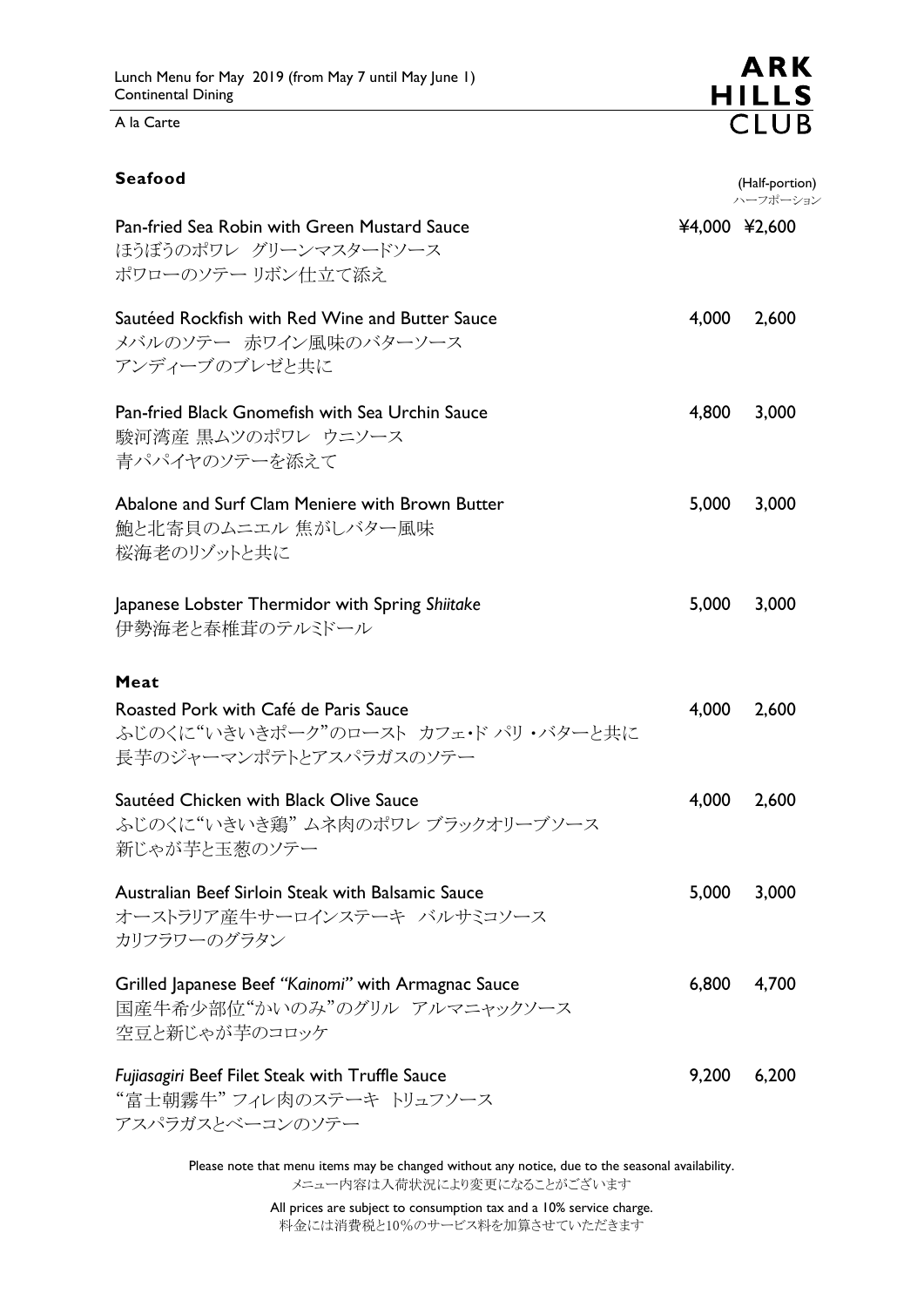Lunch Menu for May 2019 (from May 7 until May June 1)
Continental Dining

A la Carte

ARK HILLS CLUB

## Seafood

| | | (Half-portion) ハーフポーション |
|---|---|---|
| Pan-fried Sea Robin with Green Mustard Sauce<br>ほうぼうのポワレ　グリーンマスタードソース<br>ポワローのソテー リボン仕立て添え | ¥4,000 | ¥2,600 |
| Sautéed Rockfish with Red Wine and Butter Sauce<br>メバルのソテー　赤ワイン風味のバターソース<br>アンディーブのブレゼと共に | 4,000 | 2,600 |
| Pan-fried Black Gnomefish with Sea Urchin Sauce<br>駿河湾産 黒ムツのポワレ　ウニソース<br>青パパイヤのソテーを添えて | 4,800 | 3,000 |
| Abalone and Surf Clam Meniere with Brown Butter<br>鮑と北寄貝のムニエル 焦がしバター風味<br>桜海老のリゾットと共に | 5,000 | 3,000 |
| Japanese Lobster Thermidor with Spring *Shiitake*<br>伊勢海老と春椎茸のテルミドール | 5,000 | 3,000 |

## Meat

| | | |
|---|---|---|
| Roasted Pork with Café de Paris Sauce<br>ふじのくに"いきいきポーク"のロースト　カフェ･ド パリ ･バターと共に<br>長芋のジャーマンポテトとアスパラガスのソテー | 4,000 | 2,600 |
| Sautéed Chicken with Black Olive Sauce<br>ふじのくに"いきいき鶏" ムネ肉のポワレ ブラックオリーブソース<br>新じゃが芋と玉葱のソテー | 4,000 | 2,600 |
| Australian Beef Sirloin Steak with Balsamic Sauce<br>オーストラリア産牛サーロインステーキ　バルサミコソース<br>カリフラワーのグラタン | 5,000 | 3,000 |
| Grilled Japanese Beef *"Kainomi"* with Armagnac Sauce<br>国産牛希少部位"かいのみ"のグリル　アルマニャックソース<br>空豆と新じゃが芋のコロッケ | 6,800 | 4,700 |
| *Fujiasagiri* Beef Filet Steak with Truffle Sauce<br>"富士朝霧牛" フィレ肉のステーキ　トリュフソース<br>アスパラガスとベーコンのソテー | 9,200 | 6,200 |

Please note that menu items may be changed without any notice, due to the seasonal availability.
メニュー内容は入荷状況により変更になることがございます

All prices are subject to consumption tax and a 10% service charge.
料金には消費税と10%のサービス料を加算させていただきます